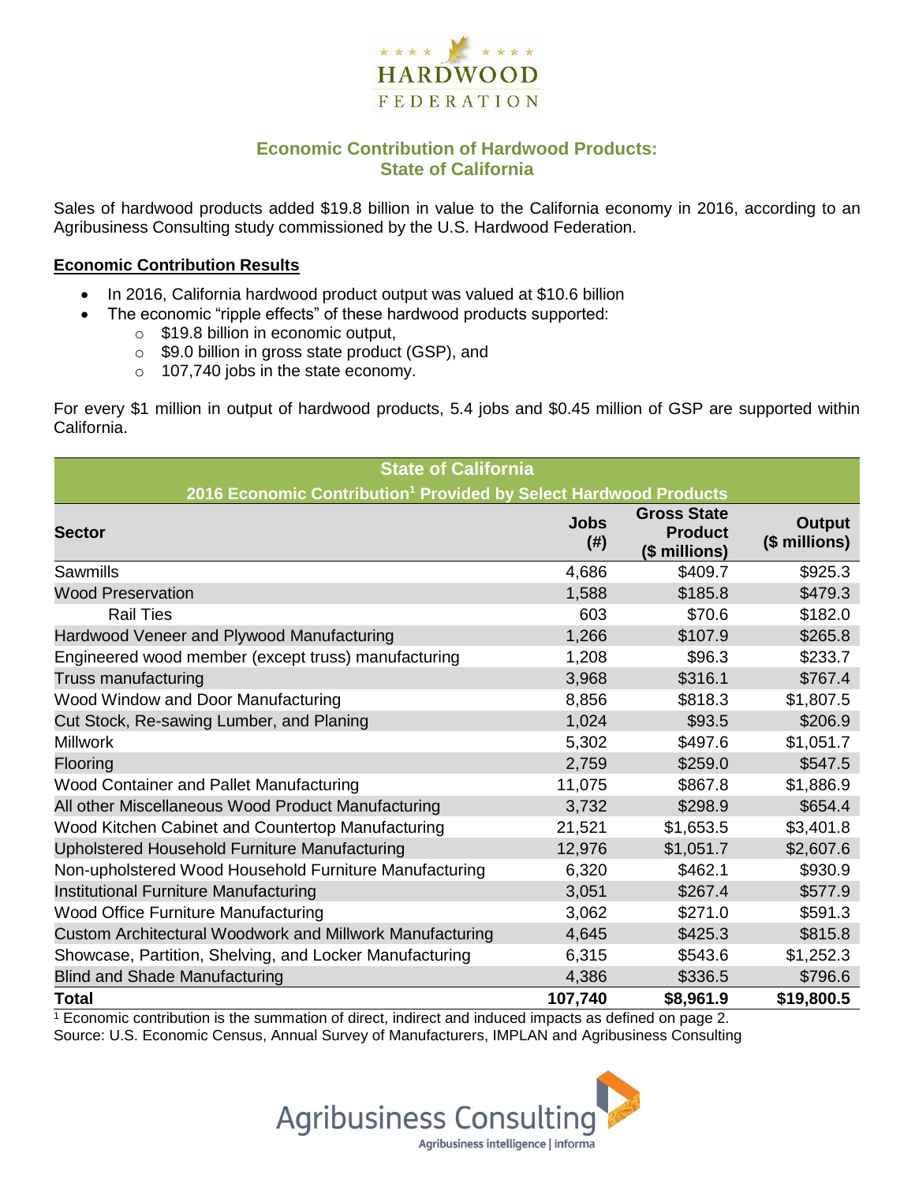# Economic Contribution of Hardwood Products: State of California

Sales of hardwood products added $19.8 billion in value to the California economy in 2016, according to an Agribusiness Consulting study commissioned by the U.S. Hardwood Federation.

## Economic Contribution Results

- In 2016, California hardwood product output was valued at $10.6 billion
- The economic "ripple effects" of these hardwood products supported:
  - $19.8 billion in economic output,
  - $9.0 billion in gross state product (GSP), and
  - 107,740 jobs in the state economy.

For every $1 million in output of hardwood products, 5.4 jobs and $0.45 million of GSP are supported within California.

| State of California<br>2016 Economic Contribution[1] Provided by Select Hardwood Products | | | |
|---|---|---|---|
| **Sector** | **Jobs (#)** | **Gross State Product ($ millions)** | **Output ($ millions)** |
| Sawmills | 4,686 | $409.7 | $925.3 |
| Wood Preservation | 1,588 | $185.8 | $479.3 |
| Rail Ties | 603 | $70.6 | $182.0 |
| Hardwood Veneer and Plywood Manufacturing | 1,266 | $107.9 | $265.8 |
| Engineered wood member (except truss) manufacturing | 1,208 | $96.3 | $233.7 |
| Truss manufacturing | 3,968 | $316.1 | $767.4 |
| Wood Window and Door Manufacturing | 8,856 | $818.3 | $1,807.5 |
| Cut Stock, Re-sawing Lumber, and Planing | 1,024 | $93.5 | $206.9 |
| Millwork | 5,302 | $497.6 | $1,051.7 |
| Flooring | 2,759 | $259.0 | $547.5 |
| Wood Container and Pallet Manufacturing | 11,075 | $867.8 | $1,886.9 |
| All other Miscellaneous Wood Product Manufacturing | 3,732 | $298.9 | $654.4 |
| Wood Kitchen Cabinet and Countertop Manufacturing | 21,521 | $1,653.5 | $3,401.8 |
| Upholstered Household Furniture Manufacturing | 12,976 | $1,051.7 | $2,607.6 |
| Non-upholstered Wood Household Furniture Manufacturing | 6,320 | $462.1 | $930.9 |
| Institutional Furniture Manufacturing | 3,051 | $267.4 | $577.9 |
| Wood Office Furniture Manufacturing | 3,062 | $271.0 | $591.3 |
| Custom Architectural Woodwork and Millwork Manufacturing | 4,645 | $425.3 | $815.8 |
| Showcase, Partition, Shelving, and Locker Manufacturing | 6,315 | $543.6 | $1,252.3 |
| Blind and Shade Manufacturing | 4,386 | $336.5 | $796.6 |
| **Total** | **107,740** | **$8,961.9** | **$19,800.5** |

[1] Economic contribution is the summation of direct, indirect and induced impacts as defined on page 2.
Source: U.S. Economic Census, Annual Survey of Manufacturers, IMPLAN and Agribusiness Consulting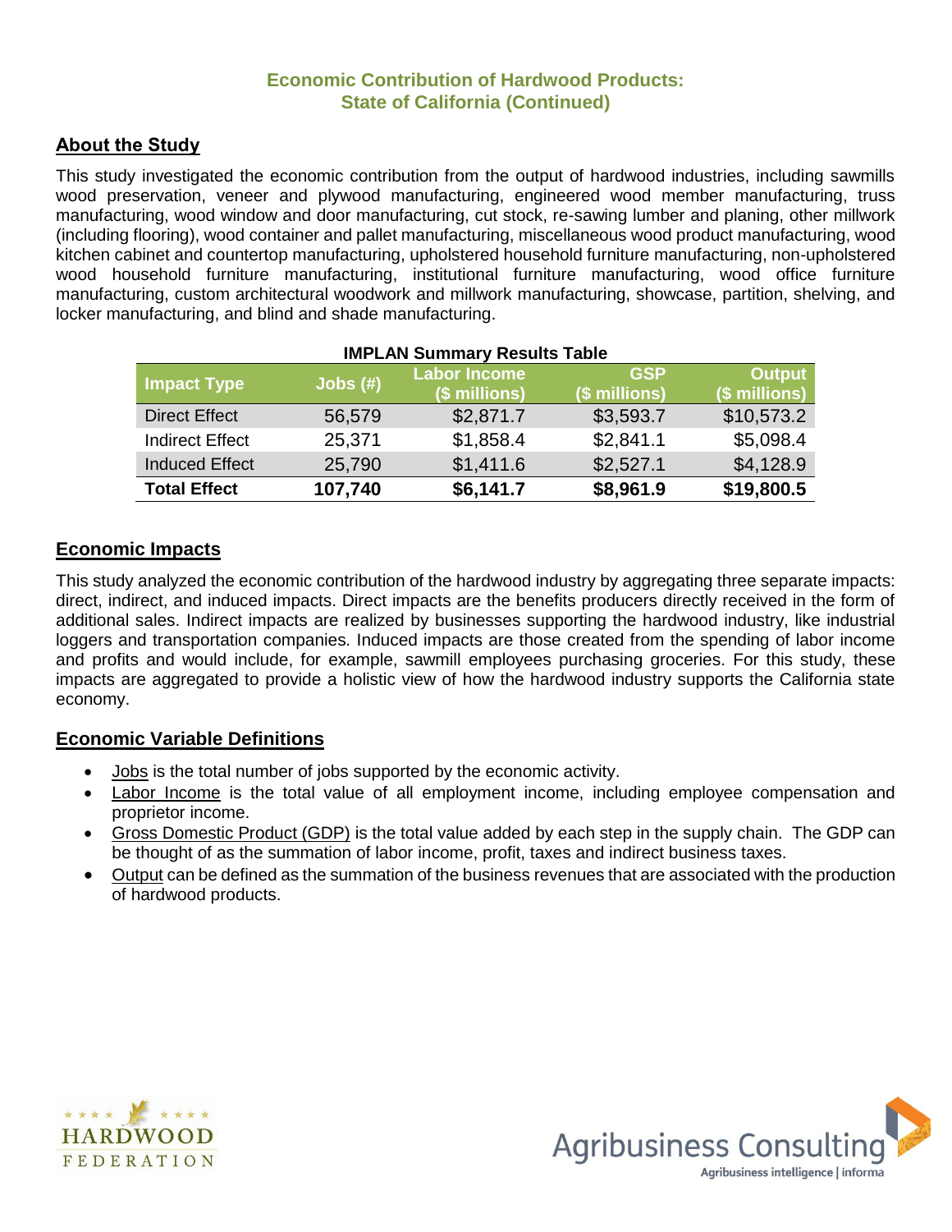## Economic Contribution of Hardwood Products: State of California (Continued)

## About the Study

This study investigated the economic contribution from the output of hardwood industries, including sawmills wood preservation, veneer and plywood manufacturing, engineered wood member manufacturing, truss manufacturing, wood window and door manufacturing, cut stock, re-sawing lumber and planing, other millwork (including flooring), wood container and pallet manufacturing, miscellaneous wood product manufacturing, wood kitchen cabinet and countertop manufacturing, upholstered household furniture manufacturing, non-upholstered wood household furniture manufacturing, institutional furniture manufacturing, wood office furniture manufacturing, custom architectural woodwork and millwork manufacturing, showcase, partition, shelving, and locker manufacturing, and blind and shade manufacturing.

**IMPLAN Summary Results Table**

| Impact Type | Jobs (#) | Labor Income ($ millions) | GSP ($ millions) | Output ($ millions) |
|---|---|---|---|---|
| Direct Effect | 56,579 | $2,871.7 | $3,593.7 | $10,573.2 |
| Indirect Effect | 25,371 | $1,858.4 | $2,841.1 | $5,098.4 |
| Induced Effect | 25,790 | $1,411.6 | $2,527.1 | $4,128.9 |
| **Total Effect** | **107,740** | **$6,141.7** | **$8,961.9** | **$19,800.5** |

## Economic Impacts

This study analyzed the economic contribution of the hardwood industry by aggregating three separate impacts: direct, indirect, and induced impacts. Direct impacts are the benefits producers directly received in the form of additional sales. Indirect impacts are realized by businesses supporting the hardwood industry, like industrial loggers and transportation companies. Induced impacts are those created from the spending of labor income and profits and would include, for example, sawmill employees purchasing groceries. For this study, these impacts are aggregated to provide a holistic view of how the hardwood industry supports the California state economy.

## Economic Variable Definitions

- Jobs is the total number of jobs supported by the economic activity.
- Labor Income is the total value of all employment income, including employee compensation and proprietor income.
- Gross Domestic Product (GDP) is the total value added by each step in the supply chain. The GDP can be thought of as the summation of labor income, profit, taxes and indirect business taxes.
- Output can be defined as the summation of the business revenues that are associated with the production of hardwood products.

HARDWOOD FEDERATION

Agribusiness Consulting
Agribusiness intelligence | informa